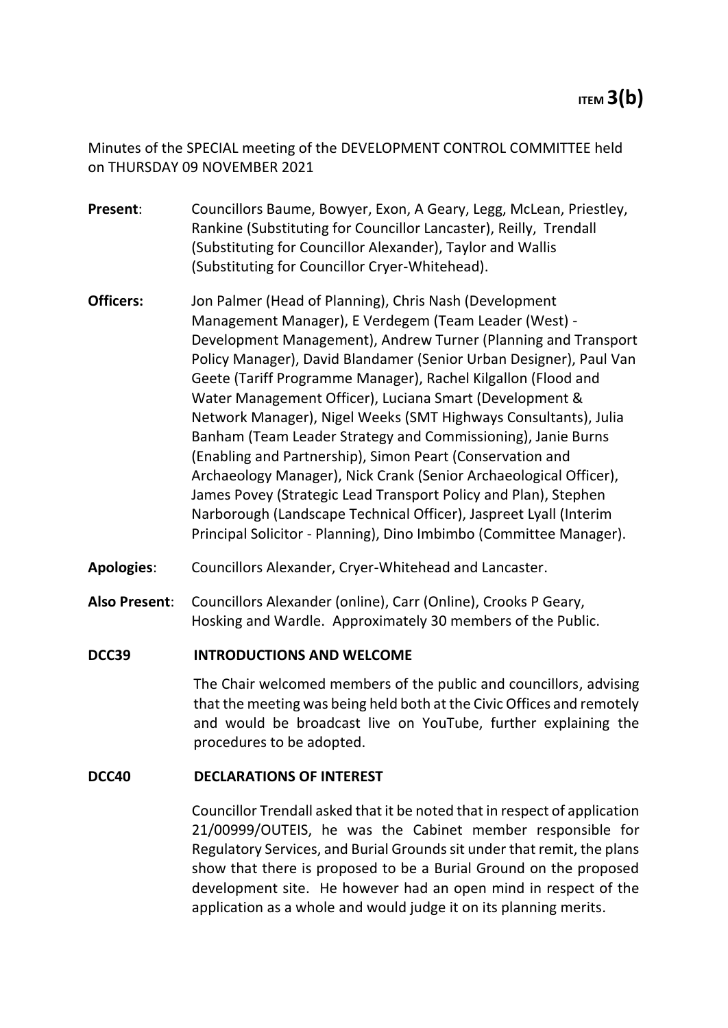**ITEM 3(b)**

Minutes of the SPECIAL meeting of the DEVELOPMENT CONTROL COMMITTEE held on THURSDAY 09 NOVEMBER 2021

**Present**: Councillors Baume, Bowyer, Exon, A Geary, Legg, McLean, Priestley, Rankine (Substituting for Councillor Lancaster), Reilly, Trendall (Substituting for Councillor Alexander), Taylor and Wallis (Substituting for Councillor Cryer-Whitehead).

**Officers:** Jon Palmer (Head of Planning), Chris Nash (Development Management Manager), E Verdegem (Team Leader (West) - Development Management), Andrew Turner (Planning and Transport Policy Manager), David Blandamer (Senior Urban Designer), Paul Van Geete (Tariff Programme Manager), Rachel Kilgallon (Flood and Water Management Officer), Luciana Smart (Development & Network Manager), Nigel Weeks (SMT Highways Consultants), Julia Banham (Team Leader Strategy and Commissioning), Janie Burns (Enabling and Partnership), Simon Peart (Conservation and Archaeology Manager), Nick Crank (Senior Archaeological Officer), James Povey (Strategic Lead Transport Policy and Plan), Stephen Narborough (Landscape Technical Officer), Jaspreet Lyall (Interim Principal Solicitor - Planning), Dino Imbimbo (Committee Manager).

**Apologies**: Councillors Alexander, Cryer-Whitehead and Lancaster.

**Also Present**: Councillors Alexander (online), Carr (Online), Crooks P Geary, Hosking and Wardle. Approximately 30 members of the Public.

**DCC39 INTRODUCTIONS AND WELCOME**

The Chair welcomed members of the public and councillors, advising that the meeting was being held both at the Civic Offices and remotely and would be broadcast live on YouTube, further explaining the procedures to be adopted.

**DCC40 DECLARATIONS OF INTEREST**

Councillor Trendall asked that it be noted that in respect of application 21/00999/OUTEIS, he was the Cabinet member responsible for Regulatory Services, and Burial Grounds sit under that remit, the plans show that there is proposed to be a Burial Ground on the proposed development site. He however had an open mind in respect of the application as a whole and would judge it on its planning merits.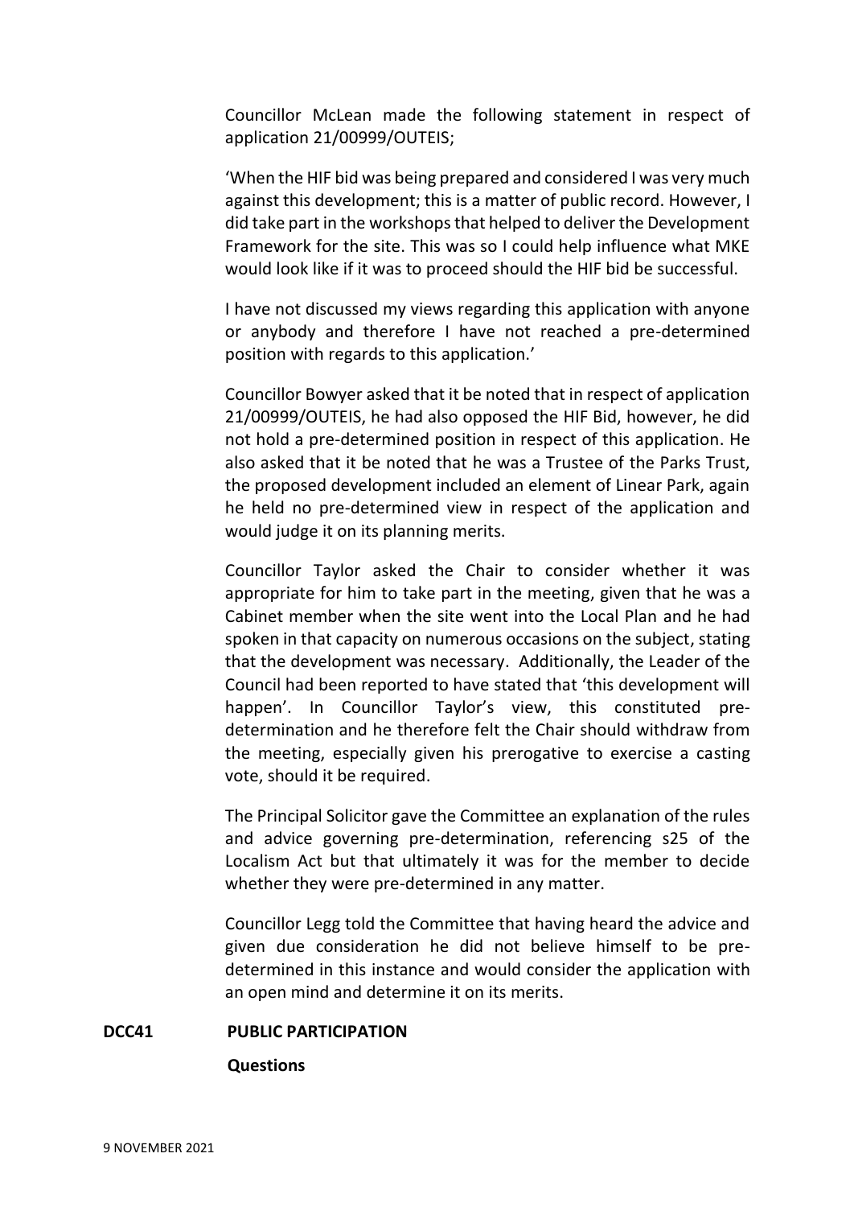Councillor McLean made the following statement in respect of application 21/00999/OUTEIS;

'When the HIF bid was being prepared and considered I was very much against this development; this is a matter of public record. However, I did take part in the workshops that helped to deliver the Development Framework for the site. This was so I could help influence what MKE would look like if it was to proceed should the HIF bid be successful.

I have not discussed my views regarding this application with anyone or anybody and therefore I have not reached a pre-determined position with regards to this application.'

Councillor Bowyer asked that it be noted that in respect of application 21/00999/OUTEIS, he had also opposed the HIF Bid, however, he did not hold a pre-determined position in respect of this application. He also asked that it be noted that he was a Trustee of the Parks Trust, the proposed development included an element of Linear Park, again he held no pre-determined view in respect of the application and would judge it on its planning merits.

Councillor Taylor asked the Chair to consider whether it was appropriate for him to take part in the meeting, given that he was a Cabinet member when the site went into the Local Plan and he had spoken in that capacity on numerous occasions on the subject, stating that the development was necessary. Additionally, the Leader of the Council had been reported to have stated that 'this development will happen'. In Councillor Taylor's view, this constituted pre-determination and he therefore felt the Chair should withdraw from the meeting, especially given his prerogative to exercise a casting vote, should it be required.

The Principal Solicitor gave the Committee an explanation of the rules and advice governing pre-determination, referencing s25 of the Localism Act but that ultimately it was for the member to decide whether they were pre-determined in any matter.

Councillor Legg told the Committee that having heard the advice and given due consideration he did not believe himself to be pre-determined in this instance and would consider the application with an open mind and determine it on its merits.

## DCC41 PUBLIC PARTICIPATION

**Questions**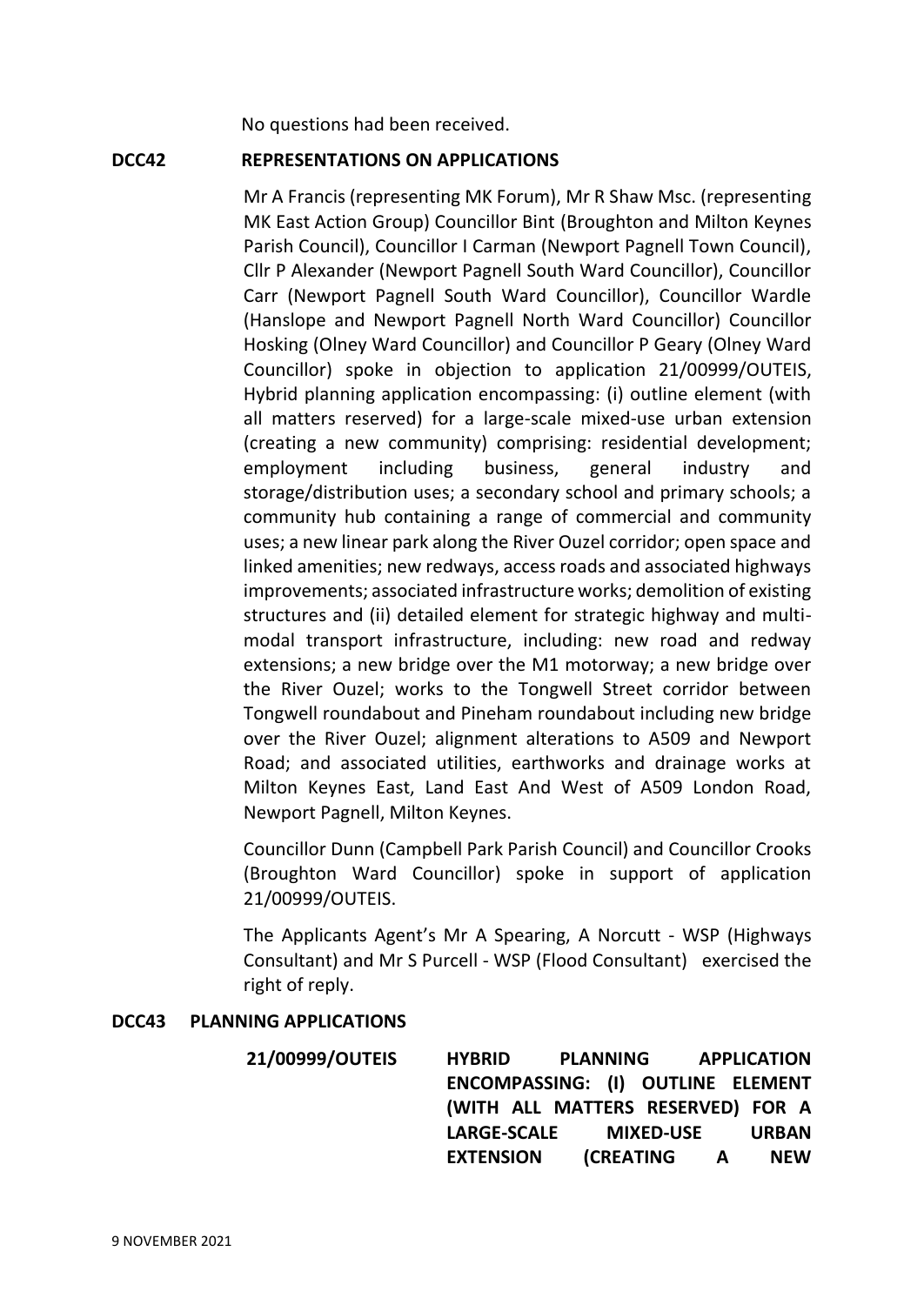No questions had been received.

## DCC42 REPRESENTATIONS ON APPLICATIONS

Mr A Francis (representing MK Forum), Mr R Shaw Msc. (representing MK East Action Group) Councillor Bint (Broughton and Milton Keynes Parish Council), Councillor I Carman (Newport Pagnell Town Council), Cllr P Alexander (Newport Pagnell South Ward Councillor), Councillor Carr (Newport Pagnell South Ward Councillor), Councillor Wardle (Hanslope and Newport Pagnell North Ward Councillor) Councillor Hosking (Olney Ward Councillor) and Councillor P Geary (Olney Ward Councillor) spoke in objection to application 21/00999/OUTEIS, Hybrid planning application encompassing: (i) outline element (with all matters reserved) for a large-scale mixed-use urban extension (creating a new community) comprising: residential development; employment including business, general industry and storage/distribution uses; a secondary school and primary schools; a community hub containing a range of commercial and community uses; a new linear park along the River Ouzel corridor; open space and linked amenities; new redways, access roads and associated highways improvements; associated infrastructure works; demolition of existing structures and (ii) detailed element for strategic highway and multi-modal transport infrastructure, including: new road and redway extensions; a new bridge over the M1 motorway; a new bridge over the River Ouzel; works to the Tongwell Street corridor between Tongwell roundabout and Pineham roundabout including new bridge over the River Ouzel; alignment alterations to A509 and Newport Road; and associated utilities, earthworks and drainage works at Milton Keynes East, Land East And West of A509 London Road, Newport Pagnell, Milton Keynes.

Councillor Dunn (Campbell Park Parish Council) and Councillor Crooks (Broughton Ward Councillor) spoke in support of application 21/00999/OUTEIS.

The Applicants Agent's Mr A Spearing, A Norcutt - WSP (Highways Consultant) and Mr S Purcell - WSP (Flood Consultant) exercised the right of reply.

## DCC43 PLANNING APPLICATIONS

**21/00999/OUTEIS** **HYBRID PLANNING APPLICATION ENCOMPASSING: (I) OUTLINE ELEMENT (WITH ALL MATTERS RESERVED) FOR A LARGE-SCALE MIXED-USE URBAN EXTENSION (CREATING A NEW**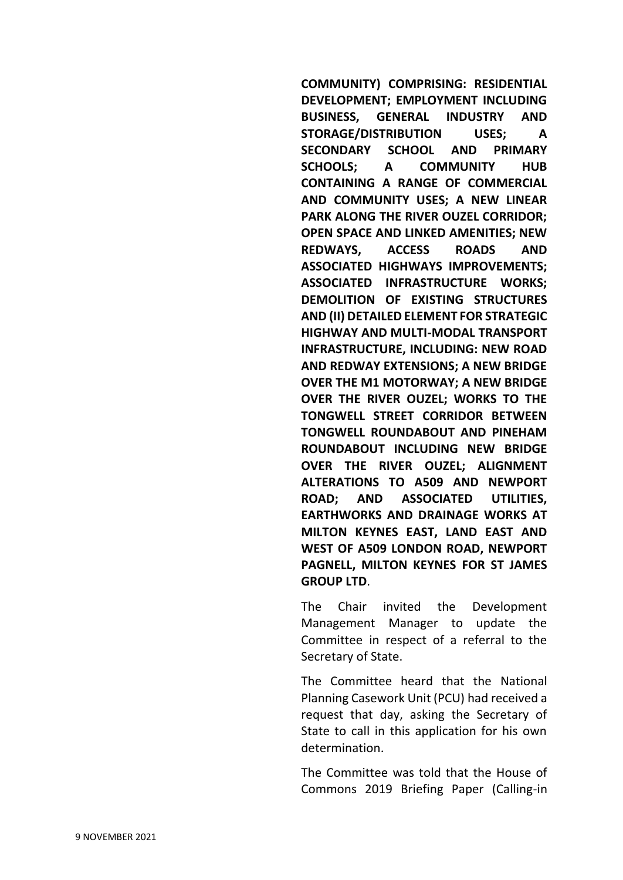**COMMUNITY) COMPRISING: RESIDENTIAL DEVELOPMENT; EMPLOYMENT INCLUDING BUSINESS, GENERAL INDUSTRY AND STORAGE/DISTRIBUTION USES; A SECONDARY SCHOOL AND PRIMARY SCHOOLS; A COMMUNITY HUB CONTAINING A RANGE OF COMMERCIAL AND COMMUNITY USES; A NEW LINEAR PARK ALONG THE RIVER OUZEL CORRIDOR; OPEN SPACE AND LINKED AMENITIES; NEW REDWAYS, ACCESS ROADS AND ASSOCIATED HIGHWAYS IMPROVEMENTS; ASSOCIATED INFRASTRUCTURE WORKS; DEMOLITION OF EXISTING STRUCTURES AND (II) DETAILED ELEMENT FOR STRATEGIC HIGHWAY AND MULTI-MODAL TRANSPORT INFRASTRUCTURE, INCLUDING: NEW ROAD AND REDWAY EXTENSIONS; A NEW BRIDGE OVER THE M1 MOTORWAY; A NEW BRIDGE OVER THE RIVER OUZEL; WORKS TO THE TONGWELL STREET CORRIDOR BETWEEN TONGWELL ROUNDABOUT AND PINEHAM ROUNDABOUT INCLUDING NEW BRIDGE OVER THE RIVER OUZEL; ALIGNMENT ALTERATIONS TO A509 AND NEWPORT ROAD; AND ASSOCIATED UTILITIES, EARTHWORKS AND DRAINAGE WORKS AT MILTON KEYNES EAST, LAND EAST AND WEST OF A509 LONDON ROAD, NEWPORT PAGNELL, MILTON KEYNES FOR ST JAMES GROUP LTD**.

The Chair invited the Development Management Manager to update the Committee in respect of a referral to the Secretary of State.

The Committee heard that the National Planning Casework Unit (PCU) had received a request that day, asking the Secretary of State to call in this application for his own determination.

The Committee was told that the House of Commons 2019 Briefing Paper (Calling-in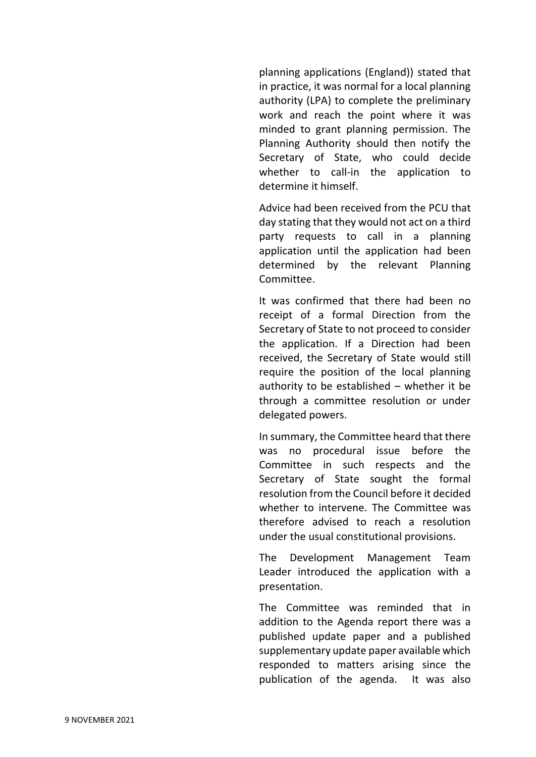planning applications (England)) stated that in practice, it was normal for a local planning authority (LPA) to complete the preliminary work and reach the point where it was minded to grant planning permission. The Planning Authority should then notify the Secretary of State, who could decide whether to call-in the application to determine it himself.

Advice had been received from the PCU that day stating that they would not act on a third party requests to call in a planning application until the application had been determined by the relevant Planning Committee.

It was confirmed that there had been no receipt of a formal Direction from the Secretary of State to not proceed to consider the application. If a Direction had been received, the Secretary of State would still require the position of the local planning authority to be established – whether it be through a committee resolution or under delegated powers.

In summary, the Committee heard that there was no procedural issue before the Committee in such respects and the Secretary of State sought the formal resolution from the Council before it decided whether to intervene. The Committee was therefore advised to reach a resolution under the usual constitutional provisions.

The Development Management Team Leader introduced the application with a presentation.

The Committee was reminded that in addition to the Agenda report there was a published update paper and a published supplementary update paper available which responded to matters arising since the publication of the agenda. It was also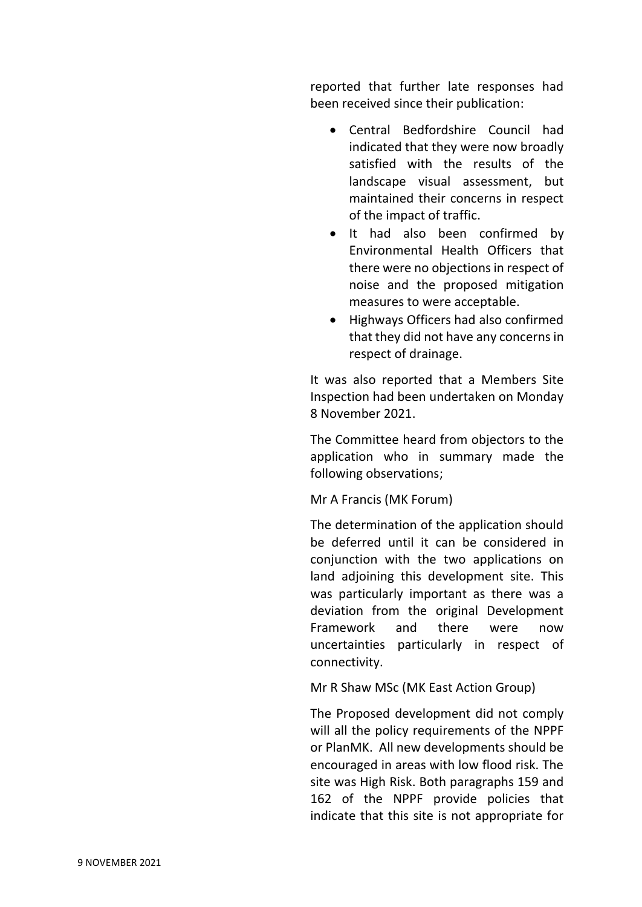reported that further late responses had been received since their publication:

- Central Bedfordshire Council had indicated that they were now broadly satisfied with the results of the landscape visual assessment, but maintained their concerns in respect of the impact of traffic.
- It had also been confirmed by Environmental Health Officers that there were no objections in respect of noise and the proposed mitigation measures to were acceptable.
- Highways Officers had also confirmed that they did not have any concerns in respect of drainage.

It was also reported that a Members Site Inspection had been undertaken on Monday 8 November 2021.

The Committee heard from objectors to the application who in summary made the following observations;

Mr A Francis (MK Forum)

The determination of the application should be deferred until it can be considered in conjunction with the two applications on land adjoining this development site. This was particularly important as there was a deviation from the original Development Framework and there were now uncertainties particularly in respect of connectivity.

Mr R Shaw MSc (MK East Action Group)

The Proposed development did not comply will all the policy requirements of the NPPF or PlanMK. All new developments should be encouraged in areas with low flood risk. The site was High Risk. Both paragraphs 159 and 162 of the NPPF provide policies that indicate that this site is not appropriate for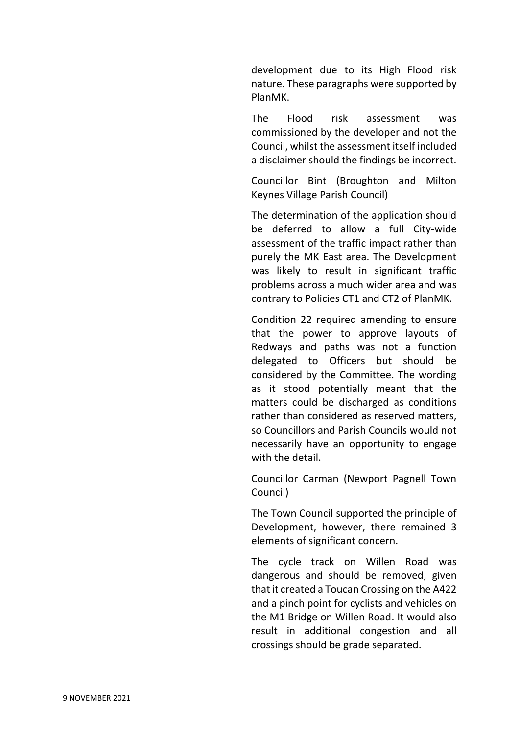development due to its High Flood risk nature. These paragraphs were supported by PlanMK.

The Flood risk assessment was commissioned by the developer and not the Council, whilst the assessment itself included a disclaimer should the findings be incorrect.

Councillor Bint (Broughton and Milton Keynes Village Parish Council)

The determination of the application should be deferred to allow a full City-wide assessment of the traffic impact rather than purely the MK East area. The Development was likely to result in significant traffic problems across a much wider area and was contrary to Policies CT1 and CT2 of PlanMK.

Condition 22 required amending to ensure that the power to approve layouts of Redways and paths was not a function delegated to Officers but should be considered by the Committee. The wording as it stood potentially meant that the matters could be discharged as conditions rather than considered as reserved matters, so Councillors and Parish Councils would not necessarily have an opportunity to engage with the detail.

Councillor Carman (Newport Pagnell Town Council)

The Town Council supported the principle of Development, however, there remained 3 elements of significant concern.

The cycle track on Willen Road was dangerous and should be removed, given that it created a Toucan Crossing on the A422 and a pinch point for cyclists and vehicles on the M1 Bridge on Willen Road. It would also result in additional congestion and all crossings should be grade separated.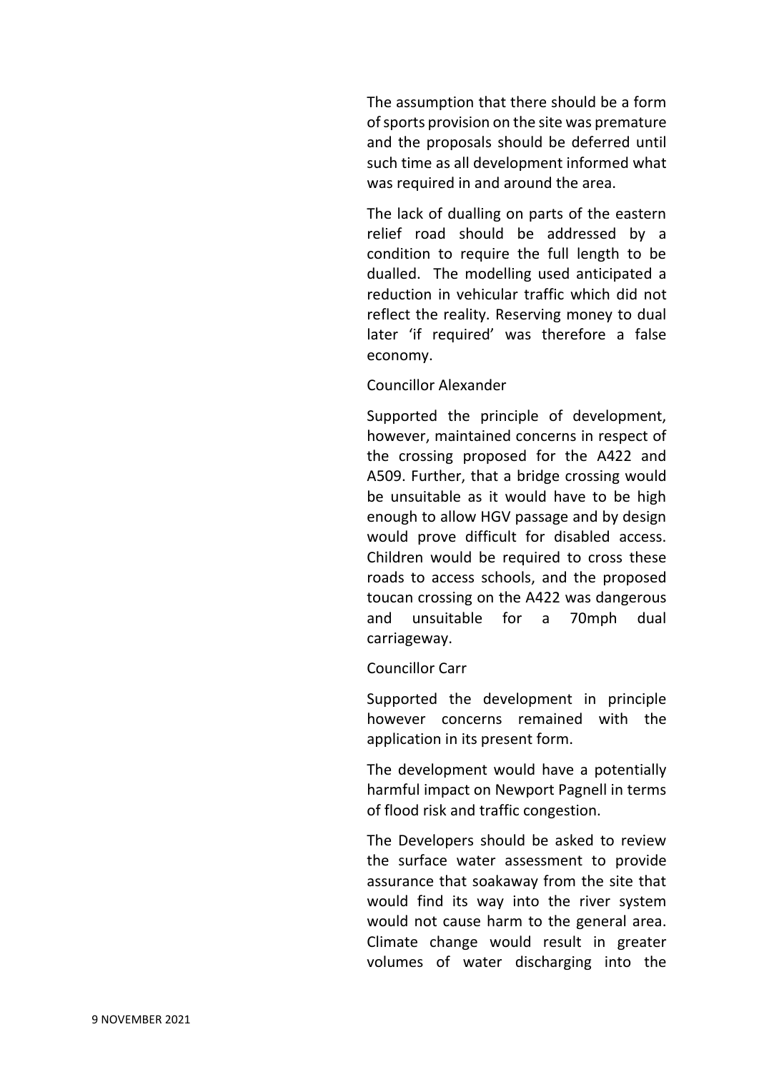The assumption that there should be a form of sports provision on the site was premature and the proposals should be deferred until such time as all development informed what was required in and around the area.

The lack of dualling on parts of the eastern relief road should be addressed by a condition to require the full length to be dualled. The modelling used anticipated a reduction in vehicular traffic which did not reflect the reality. Reserving money to dual later 'if required' was therefore a false economy.

Councillor Alexander

Supported the principle of development, however, maintained concerns in respect of the crossing proposed for the A422 and A509. Further, that a bridge crossing would be unsuitable as it would have to be high enough to allow HGV passage and by design would prove difficult for disabled access. Children would be required to cross these roads to access schools, and the proposed toucan crossing on the A422 was dangerous and unsuitable for a 70mph dual carriageway.

Councillor Carr

Supported the development in principle however concerns remained with the application in its present form.

The development would have a potentially harmful impact on Newport Pagnell in terms of flood risk and traffic congestion.

The Developers should be asked to review the surface water assessment to provide assurance that soakaway from the site that would find its way into the river system would not cause harm to the general area. Climate change would result in greater volumes of water discharging into the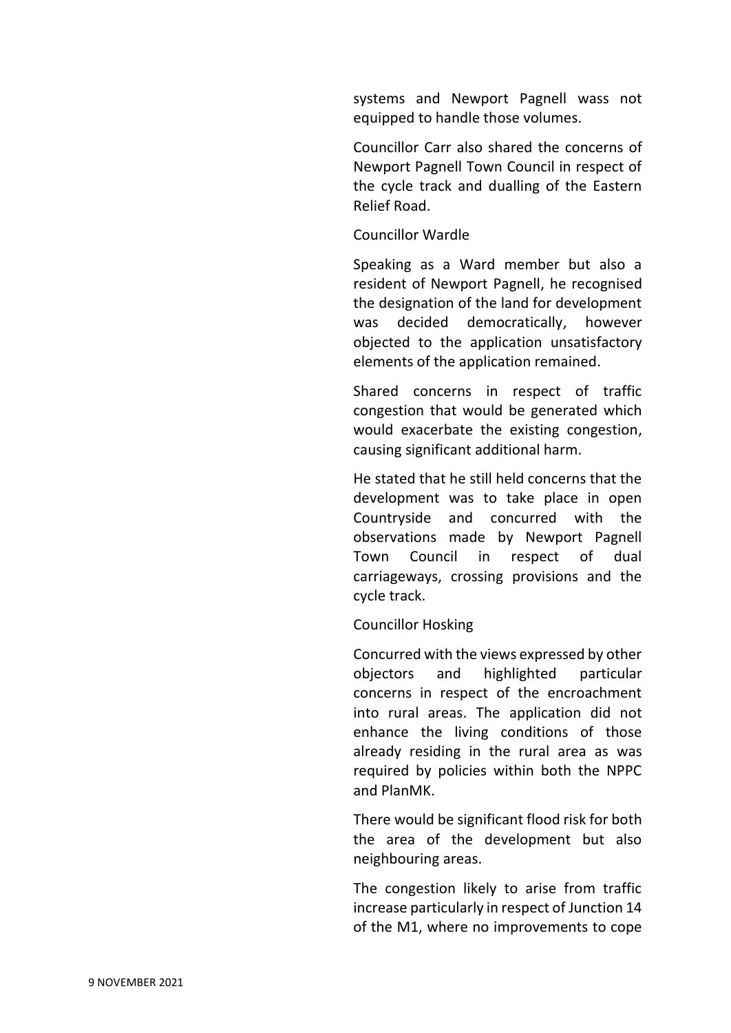systems and Newport Pagnell wass not equipped to handle those volumes.

Councillor Carr also shared the concerns of Newport Pagnell Town Council in respect of the cycle track and dualling of the Eastern Relief Road.

Councillor Wardle

Speaking as a Ward member but also a resident of Newport Pagnell, he recognised the designation of the land for development was decided democratically, however objected to the application unsatisfactory elements of the application remained.

Shared concerns in respect of traffic congestion that would be generated which would exacerbate the existing congestion, causing significant additional harm.

He stated that he still held concerns that the development was to take place in open Countryside and concurred with the observations made by Newport Pagnell Town Council in respect of dual carriageways, crossing provisions and the cycle track.

Councillor Hosking

Concurred with the views expressed by other objectors and highlighted particular concerns in respect of the encroachment into rural areas. The application did not enhance the living conditions of those already residing in the rural area as was required by policies within both the NPPC and PlanMK.

There would be significant flood risk for both the area of the development but also neighbouring areas.

The congestion likely to arise from traffic increase particularly in respect of Junction 14 of the M1, where no improvements to cope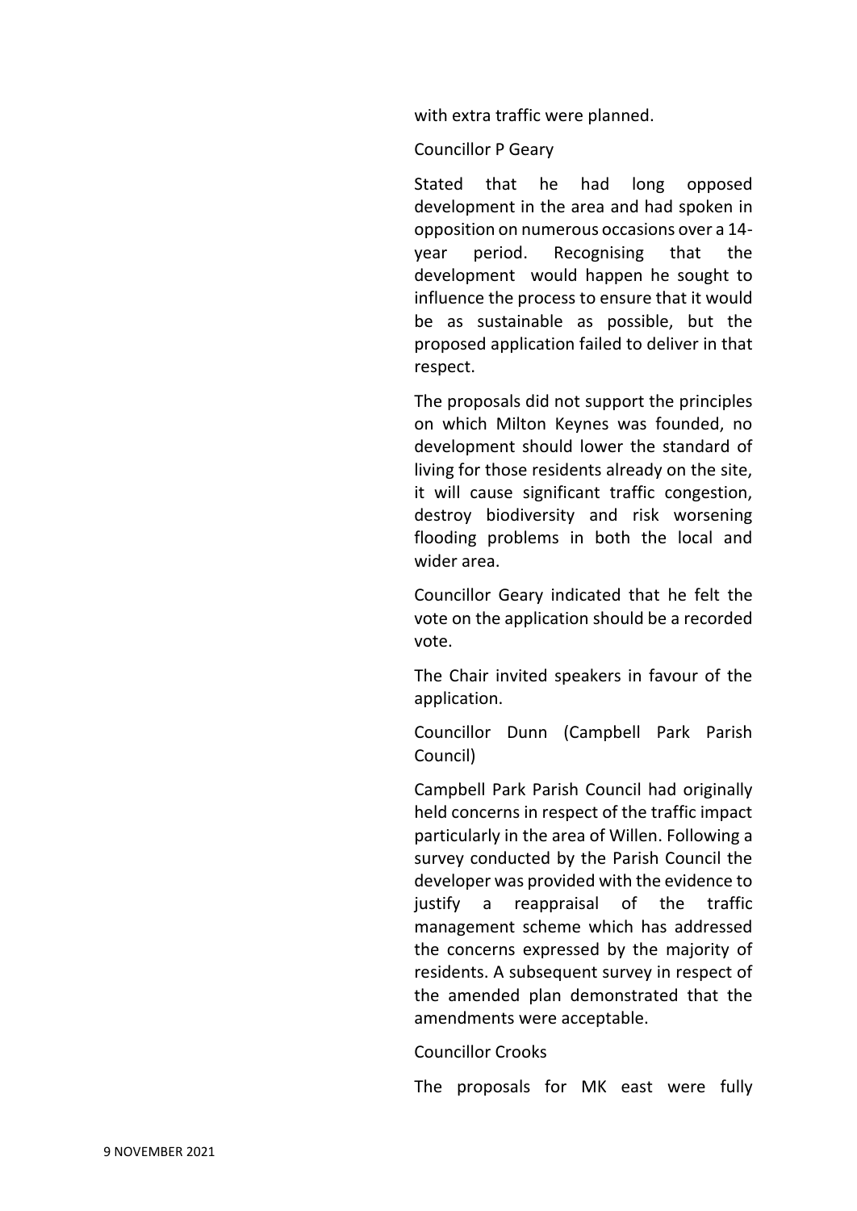with extra traffic were planned.

Councillor P Geary

Stated that he had long opposed development in the area and had spoken in opposition on numerous occasions over a 14-year period. Recognising that the development would happen he sought to influence the process to ensure that it would be as sustainable as possible, but the proposed application failed to deliver in that respect.

The proposals did not support the principles on which Milton Keynes was founded, no development should lower the standard of living for those residents already on the site, it will cause significant traffic congestion, destroy biodiversity and risk worsening flooding problems in both the local and wider area.

Councillor Geary indicated that he felt the vote on the application should be a recorded vote.

The Chair invited speakers in favour of the application.

Councillor Dunn (Campbell Park Parish Council)

Campbell Park Parish Council had originally held concerns in respect of the traffic impact particularly in the area of Willen. Following a survey conducted by the Parish Council the developer was provided with the evidence to justify a reappraisal of the traffic management scheme which has addressed the concerns expressed by the majority of residents. A subsequent survey in respect of the amended plan demonstrated that the amendments were acceptable.

Councillor Crooks

The proposals for MK east were fully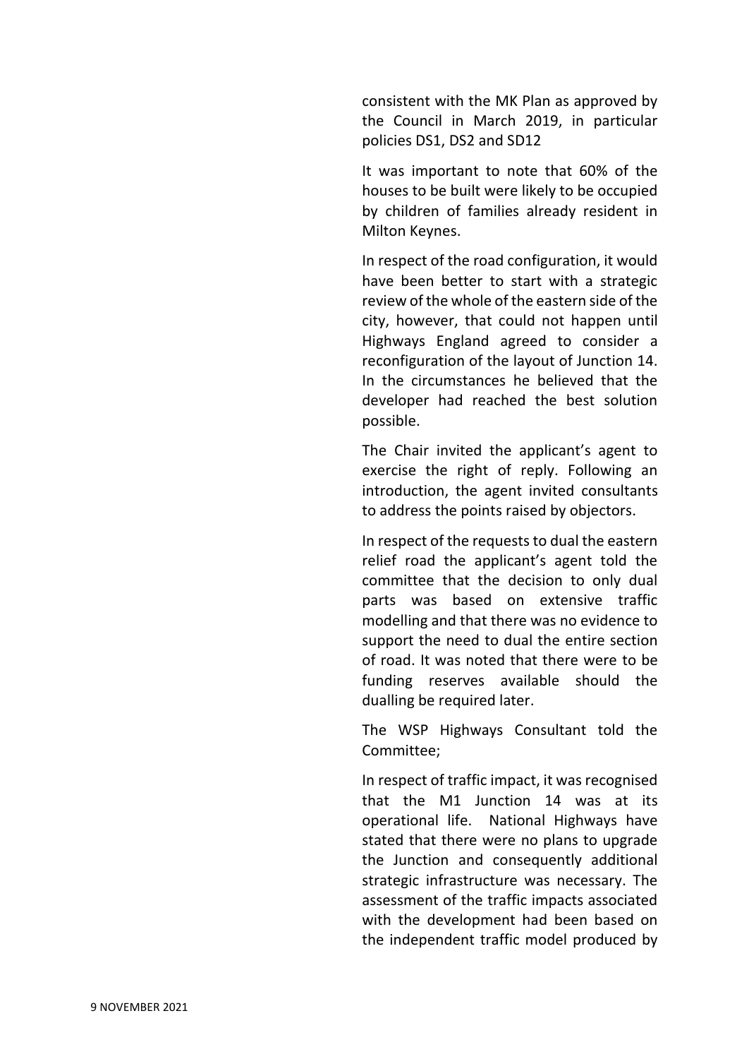consistent with the MK Plan as approved by the Council in March 2019, in particular policies DS1, DS2 and SD12

It was important to note that 60% of the houses to be built were likely to be occupied by children of families already resident in Milton Keynes.

In respect of the road configuration, it would have been better to start with a strategic review of the whole of the eastern side of the city, however, that could not happen until Highways England agreed to consider a reconfiguration of the layout of Junction 14. In the circumstances he believed that the developer had reached the best solution possible.

The Chair invited the applicant's agent to exercise the right of reply. Following an introduction, the agent invited consultants to address the points raised by objectors.

In respect of the requests to dual the eastern relief road the applicant's agent told the committee that the decision to only dual parts was based on extensive traffic modelling and that there was no evidence to support the need to dual the entire section of road. It was noted that there were to be funding reserves available should the dualling be required later.

The WSP Highways Consultant told the Committee;

In respect of traffic impact, it was recognised that the M1 Junction 14 was at its operational life. National Highways have stated that there were no plans to upgrade the Junction and consequently additional strategic infrastructure was necessary. The assessment of the traffic impacts associated with the development had been based on the independent traffic model produced by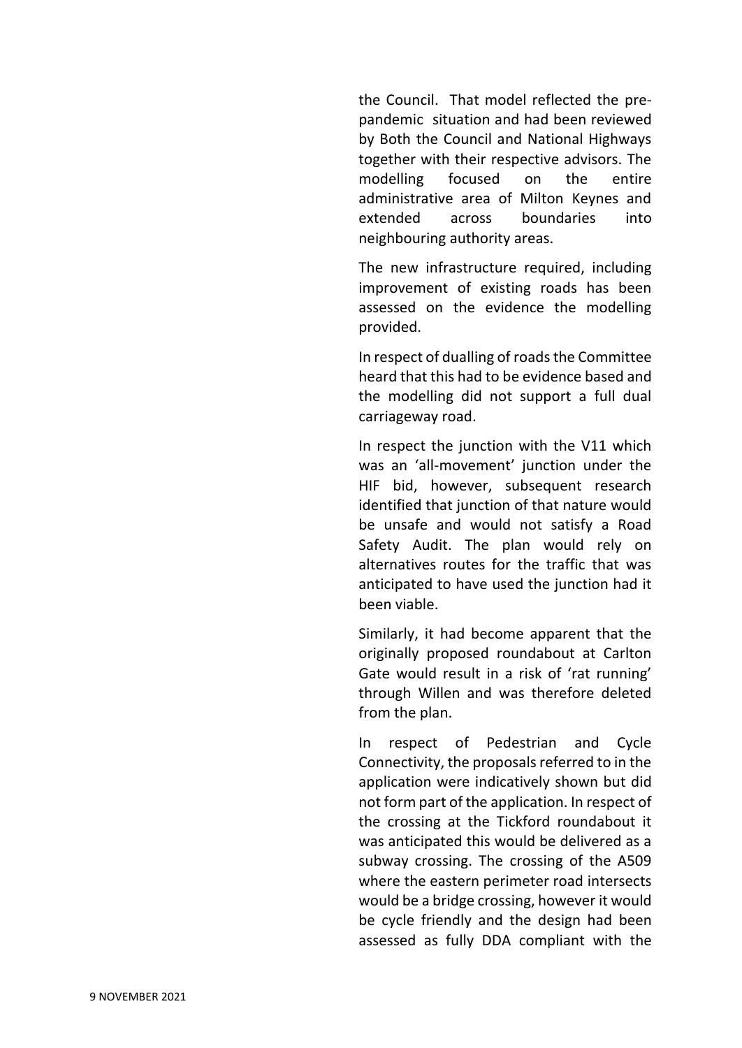the Council. That model reflected the pre-pandemic situation and had been reviewed by Both the Council and National Highways together with their respective advisors. The modelling focused on the entire administrative area of Milton Keynes and extended across boundaries into neighbouring authority areas.

The new infrastructure required, including improvement of existing roads has been assessed on the evidence the modelling provided.

In respect of dualling of roads the Committee heard that this had to be evidence based and the modelling did not support a full dual carriageway road.

In respect the junction with the V11 which was an 'all-movement' junction under the HIF bid, however, subsequent research identified that junction of that nature would be unsafe and would not satisfy a Road Safety Audit. The plan would rely on alternatives routes for the traffic that was anticipated to have used the junction had it been viable.

Similarly, it had become apparent that the originally proposed roundabout at Carlton Gate would result in a risk of 'rat running' through Willen and was therefore deleted from the plan.

In respect of Pedestrian and Cycle Connectivity, the proposals referred to in the application were indicatively shown but did not form part of the application. In respect of the crossing at the Tickford roundabout it was anticipated this would be delivered as a subway crossing. The crossing of the A509 where the eastern perimeter road intersects would be a bridge crossing, however it would be cycle friendly and the design had been assessed as fully DDA compliant with the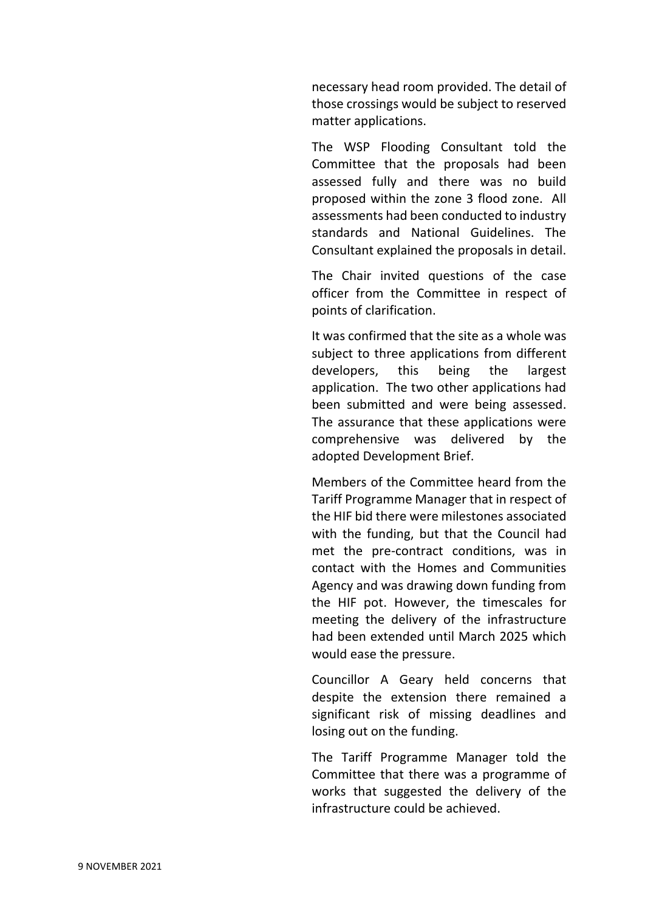necessary head room provided. The detail of those crossings would be subject to reserved matter applications.

The WSP Flooding Consultant told the Committee that the proposals had been assessed fully and there was no build proposed within the zone 3 flood zone. All assessments had been conducted to industry standards and National Guidelines. The Consultant explained the proposals in detail.

The Chair invited questions of the case officer from the Committee in respect of points of clarification.

It was confirmed that the site as a whole was subject to three applications from different developers, this being the largest application. The two other applications had been submitted and were being assessed. The assurance that these applications were comprehensive was delivered by the adopted Development Brief.

Members of the Committee heard from the Tariff Programme Manager that in respect of the HIF bid there were milestones associated with the funding, but that the Council had met the pre-contract conditions, was in contact with the Homes and Communities Agency and was drawing down funding from the HIF pot. However, the timescales for meeting the delivery of the infrastructure had been extended until March 2025 which would ease the pressure.

Councillor A Geary held concerns that despite the extension there remained a significant risk of missing deadlines and losing out on the funding.

The Tariff Programme Manager told the Committee that there was a programme of works that suggested the delivery of the infrastructure could be achieved.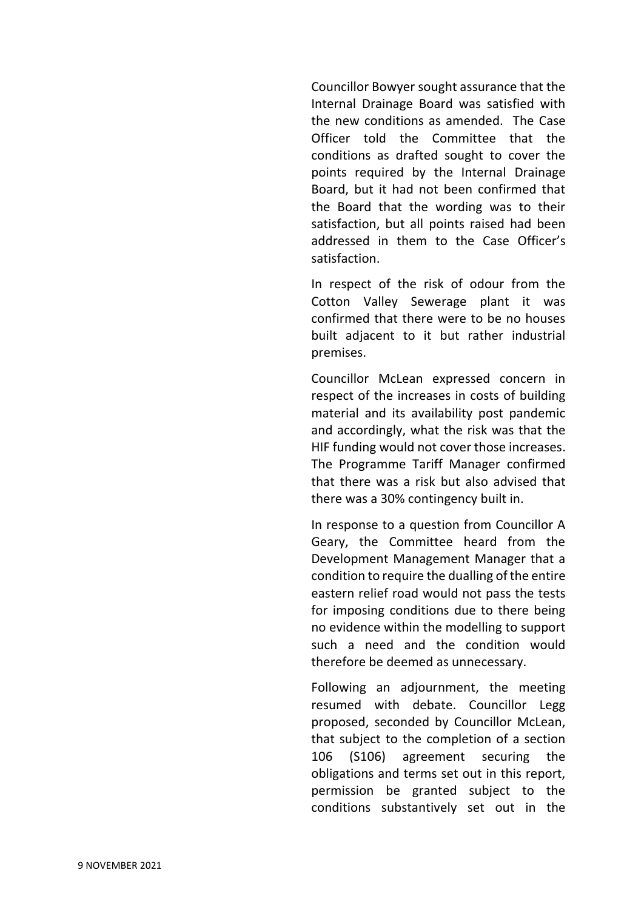Councillor Bowyer sought assurance that the Internal Drainage Board was satisfied with the new conditions as amended. The Case Officer told the Committee that the conditions as drafted sought to cover the points required by the Internal Drainage Board, but it had not been confirmed that the Board that the wording was to their satisfaction, but all points raised had been addressed in them to the Case Officer's satisfaction.

In respect of the risk of odour from the Cotton Valley Sewerage plant it was confirmed that there were to be no houses built adjacent to it but rather industrial premises.

Councillor McLean expressed concern in respect of the increases in costs of building material and its availability post pandemic and accordingly, what the risk was that the HIF funding would not cover those increases. The Programme Tariff Manager confirmed that there was a risk but also advised that there was a 30% contingency built in.

In response to a question from Councillor A Geary, the Committee heard from the Development Management Manager that a condition to require the dualling of the entire eastern relief road would not pass the tests for imposing conditions due to there being no evidence within the modelling to support such a need and the condition would therefore be deemed as unnecessary.

Following an adjournment, the meeting resumed with debate. Councillor Legg proposed, seconded by Councillor McLean, that subject to the completion of a section 106 (S106) agreement securing the obligations and terms set out in this report, permission be granted subject to the conditions substantively set out in the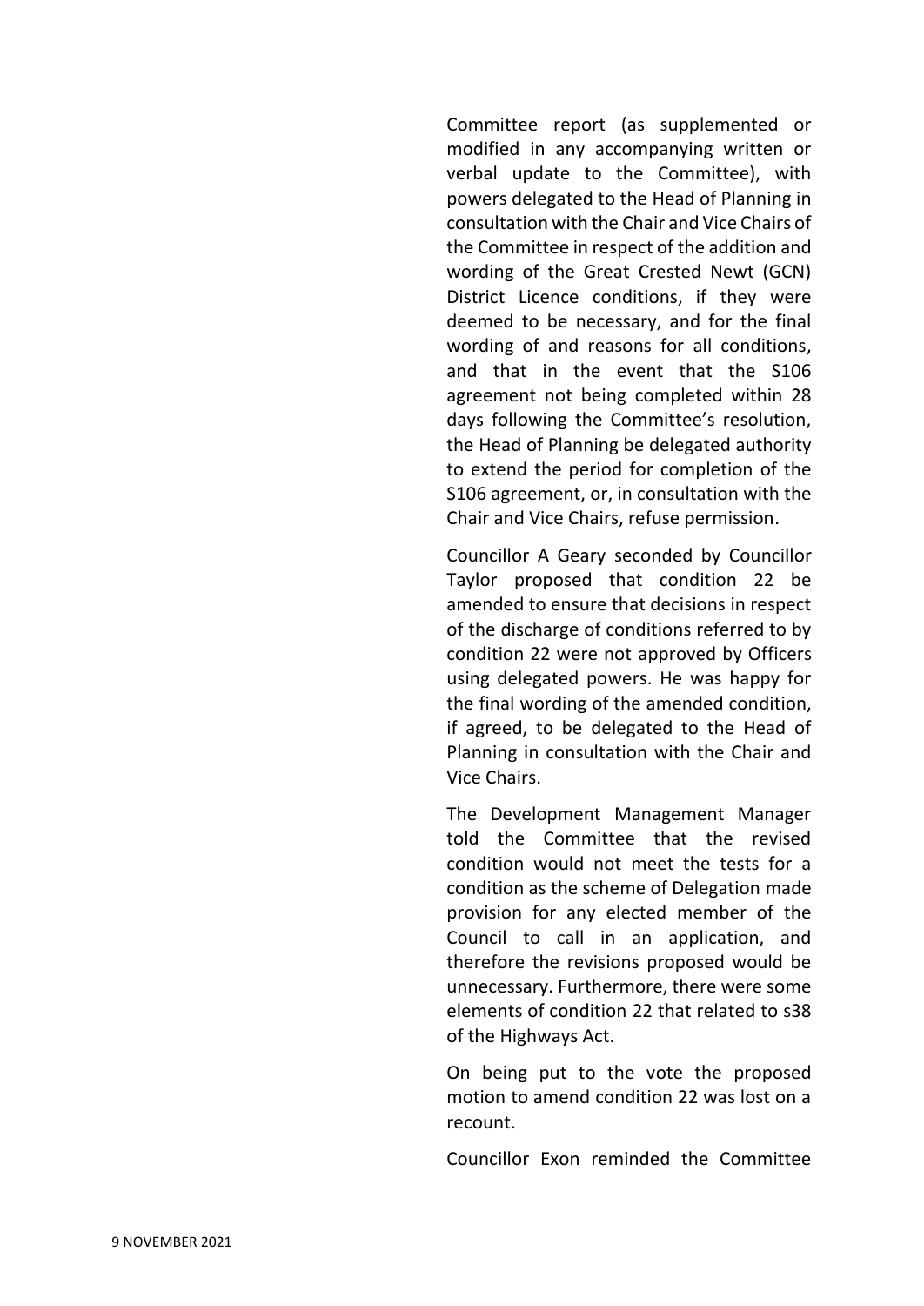Committee report (as supplemented or modified in any accompanying written or verbal update to the Committee), with powers delegated to the Head of Planning in consultation with the Chair and Vice Chairs of the Committee in respect of the addition and wording of the Great Crested Newt (GCN) District Licence conditions, if they were deemed to be necessary, and for the final wording of and reasons for all conditions, and that in the event that the S106 agreement not being completed within 28 days following the Committee's resolution, the Head of Planning be delegated authority to extend the period for completion of the S106 agreement, or, in consultation with the Chair and Vice Chairs, refuse permission.

Councillor A Geary seconded by Councillor Taylor proposed that condition 22 be amended to ensure that decisions in respect of the discharge of conditions referred to by condition 22 were not approved by Officers using delegated powers. He was happy for the final wording of the amended condition, if agreed, to be delegated to the Head of Planning in consultation with the Chair and Vice Chairs.

The Development Management Manager told the Committee that the revised condition would not meet the tests for a condition as the scheme of Delegation made provision for any elected member of the Council to call in an application, and therefore the revisions proposed would be unnecessary. Furthermore, there were some elements of condition 22 that related to s38 of the Highways Act.

On being put to the vote the proposed motion to amend condition 22 was lost on a recount.

Councillor Exon reminded the Committee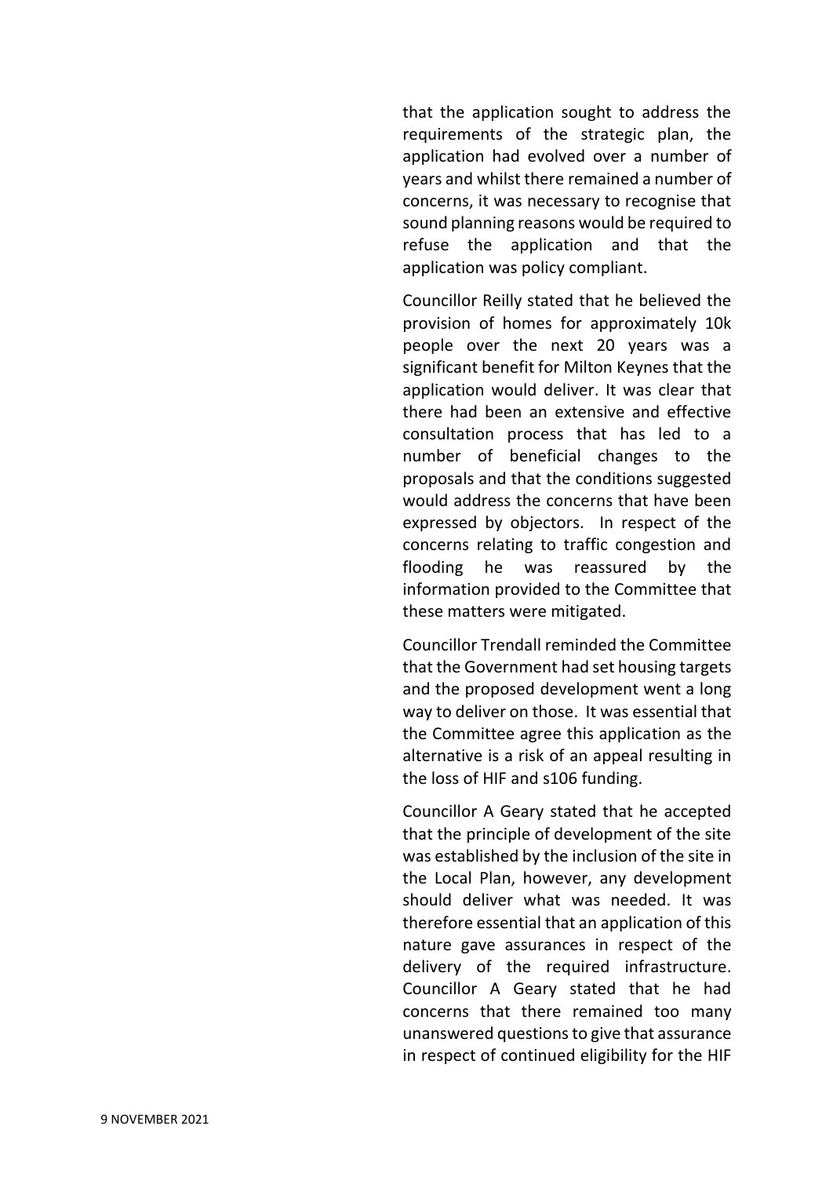that the application sought to address the requirements of the strategic plan, the application had evolved over a number of years and whilst there remained a number of concerns, it was necessary to recognise that sound planning reasons would be required to refuse the application and that the application was policy compliant.

Councillor Reilly stated that he believed the provision of homes for approximately 10k people over the next 20 years was a significant benefit for Milton Keynes that the application would deliver. It was clear that there had been an extensive and effective consultation process that has led to a number of beneficial changes to the proposals and that the conditions suggested would address the concerns that have been expressed by objectors. In respect of the concerns relating to traffic congestion and flooding he was reassured by the information provided to the Committee that these matters were mitigated.

Councillor Trendall reminded the Committee that the Government had set housing targets and the proposed development went a long way to deliver on those. It was essential that the Committee agree this application as the alternative is a risk of an appeal resulting in the loss of HIF and s106 funding.

Councillor A Geary stated that he accepted that the principle of development of the site was established by the inclusion of the site in the Local Plan, however, any development should deliver what was needed. It was therefore essential that an application of this nature gave assurances in respect of the delivery of the required infrastructure. Councillor A Geary stated that he had concerns that there remained too many unanswered questions to give that assurance in respect of continued eligibility for the HIF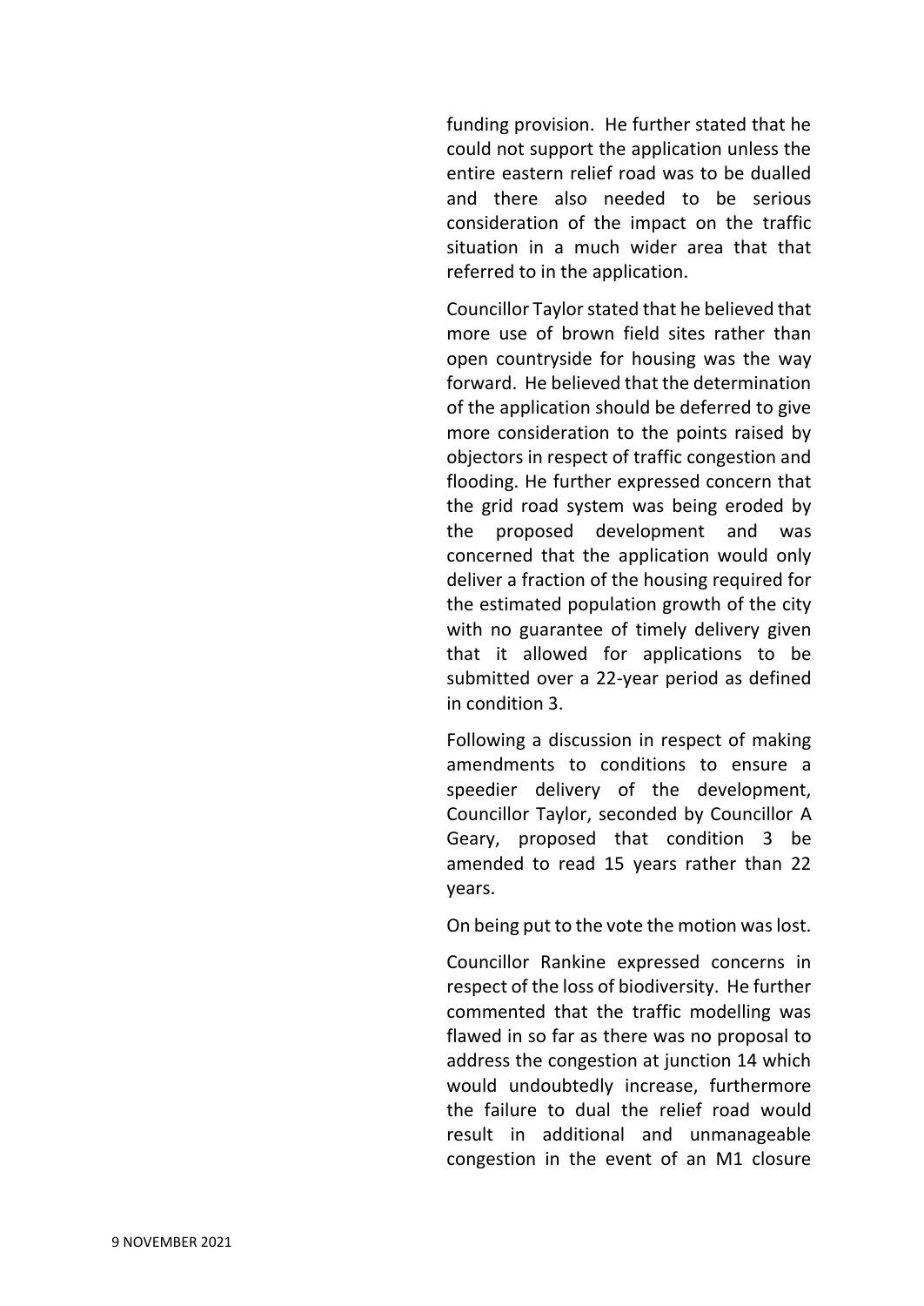funding provision. He further stated that he could not support the application unless the entire eastern relief road was to be dualled and there also needed to be serious consideration of the impact on the traffic situation in a much wider area that that referred to in the application.

Councillor Taylor stated that he believed that more use of brown field sites rather than open countryside for housing was the way forward. He believed that the determination of the application should be deferred to give more consideration to the points raised by objectors in respect of traffic congestion and flooding. He further expressed concern that the grid road system was being eroded by the proposed development and was concerned that the application would only deliver a fraction of the housing required for the estimated population growth of the city with no guarantee of timely delivery given that it allowed for applications to be submitted over a 22-year period as defined in condition 3.

Following a discussion in respect of making amendments to conditions to ensure a speedier delivery of the development, Councillor Taylor, seconded by Councillor A Geary, proposed that condition 3 be amended to read 15 years rather than 22 years.

On being put to the vote the motion was lost.

Councillor Rankine expressed concerns in respect of the loss of biodiversity. He further commented that the traffic modelling was flawed in so far as there was no proposal to address the congestion at junction 14 which would undoubtedly increase, furthermore the failure to dual the relief road would result in additional and unmanageable congestion in the event of an M1 closure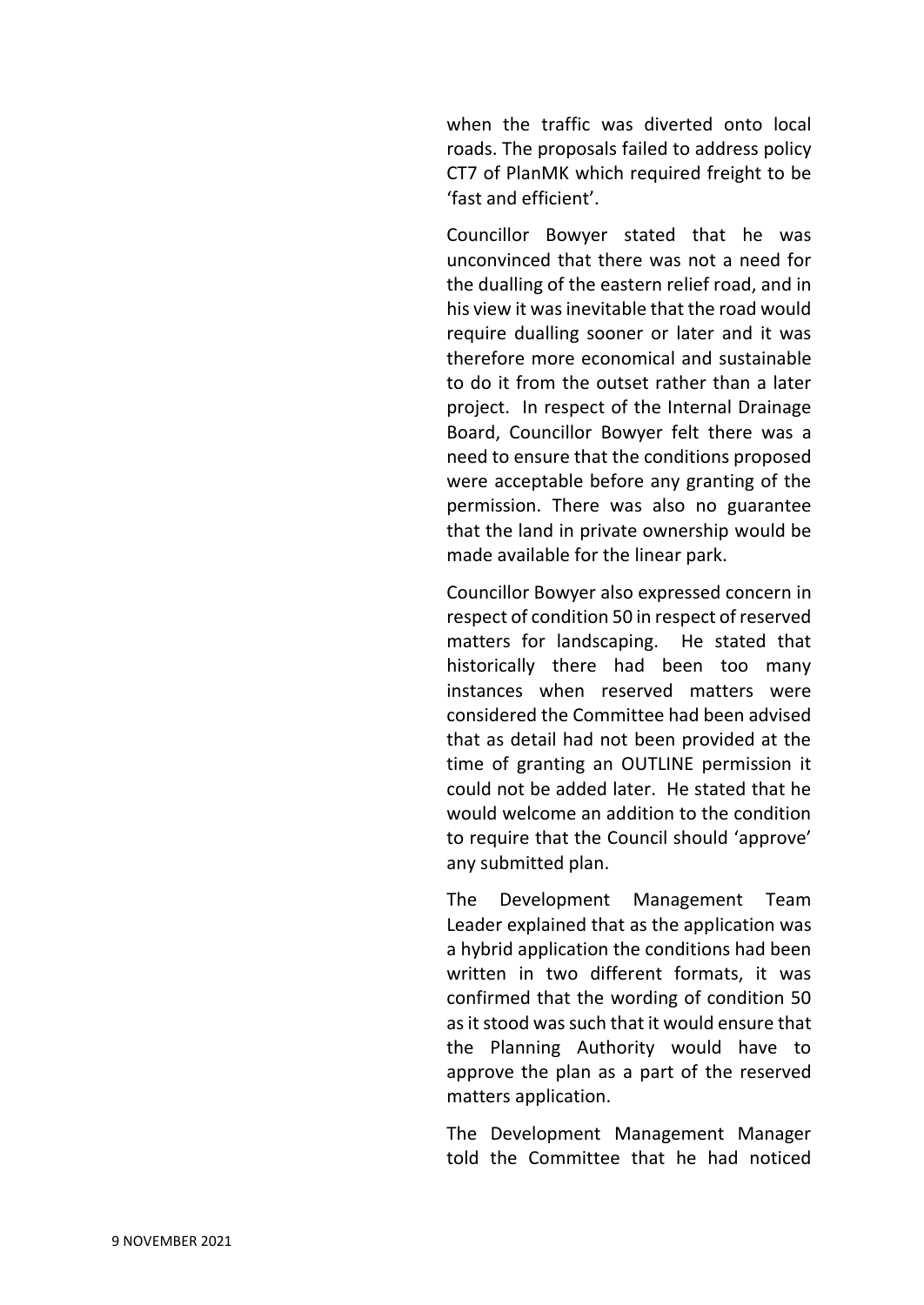when the traffic was diverted onto local roads. The proposals failed to address policy CT7 of PlanMK which required freight to be 'fast and efficient'.

Councillor Bowyer stated that he was unconvinced that there was not a need for the dualling of the eastern relief road, and in his view it was inevitable that the road would require dualling sooner or later and it was therefore more economical and sustainable to do it from the outset rather than a later project. In respect of the Internal Drainage Board, Councillor Bowyer felt there was a need to ensure that the conditions proposed were acceptable before any granting of the permission. There was also no guarantee that the land in private ownership would be made available for the linear park.

Councillor Bowyer also expressed concern in respect of condition 50 in respect of reserved matters for landscaping. He stated that historically there had been too many instances when reserved matters were considered the Committee had been advised that as detail had not been provided at the time of granting an OUTLINE permission it could not be added later. He stated that he would welcome an addition to the condition to require that the Council should 'approve' any submitted plan.

The Development Management Team Leader explained that as the application was a hybrid application the conditions had been written in two different formats, it was confirmed that the wording of condition 50 as it stood was such that it would ensure that the Planning Authority would have to approve the plan as a part of the reserved matters application.

The Development Management Manager told the Committee that he had noticed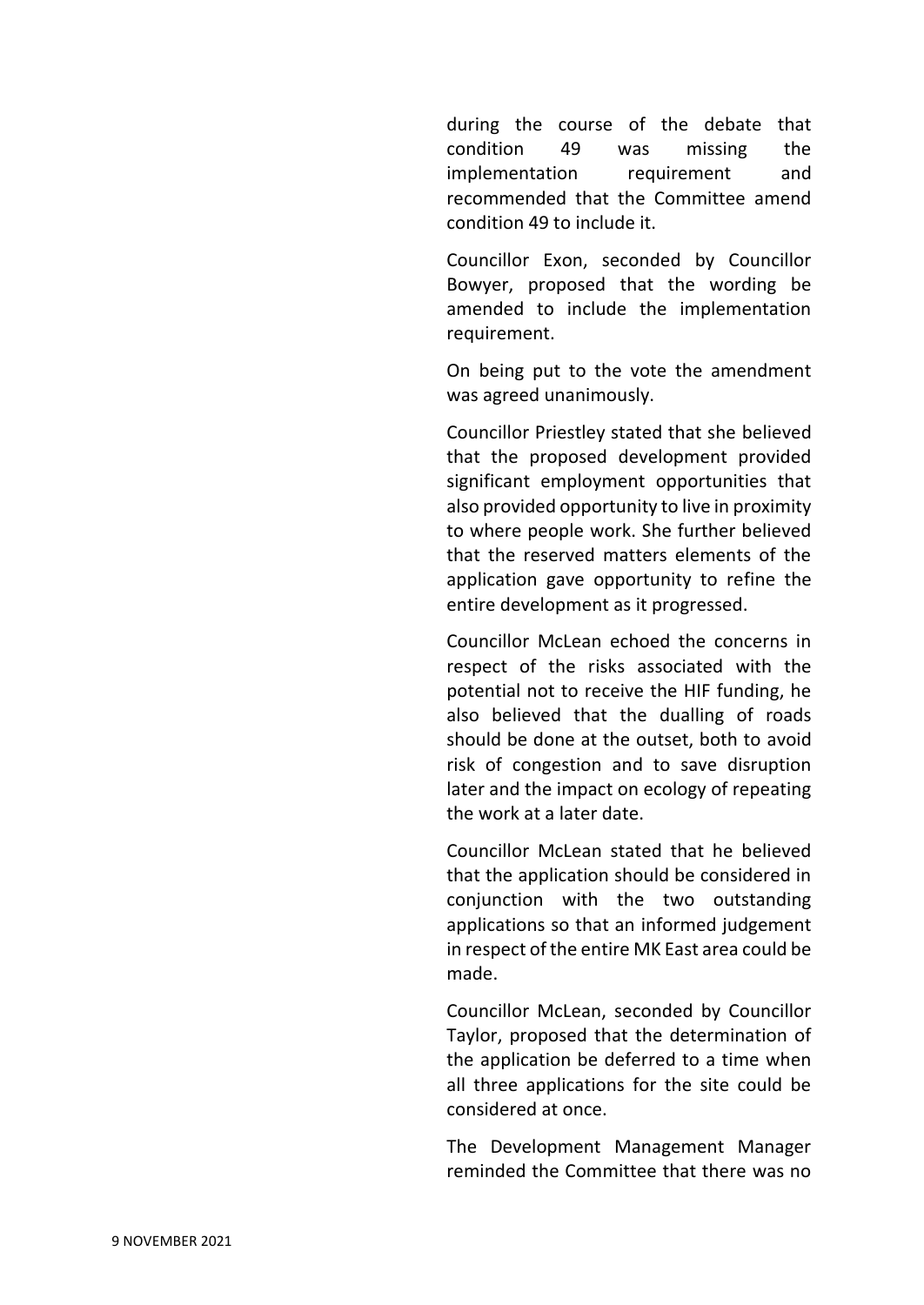during the course of the debate that condition 49 was missing the implementation requirement and recommended that the Committee amend condition 49 to include it.

Councillor Exon, seconded by Councillor Bowyer, proposed that the wording be amended to include the implementation requirement.

On being put to the vote the amendment was agreed unanimously.

Councillor Priestley stated that she believed that the proposed development provided significant employment opportunities that also provided opportunity to live in proximity to where people work. She further believed that the reserved matters elements of the application gave opportunity to refine the entire development as it progressed.

Councillor McLean echoed the concerns in respect of the risks associated with the potential not to receive the HIF funding, he also believed that the dualling of roads should be done at the outset, both to avoid risk of congestion and to save disruption later and the impact on ecology of repeating the work at a later date.

Councillor McLean stated that he believed that the application should be considered in conjunction with the two outstanding applications so that an informed judgement in respect of the entire MK East area could be made.

Councillor McLean, seconded by Councillor Taylor, proposed that the determination of the application be deferred to a time when all three applications for the site could be considered at once.

The Development Management Manager reminded the Committee that there was no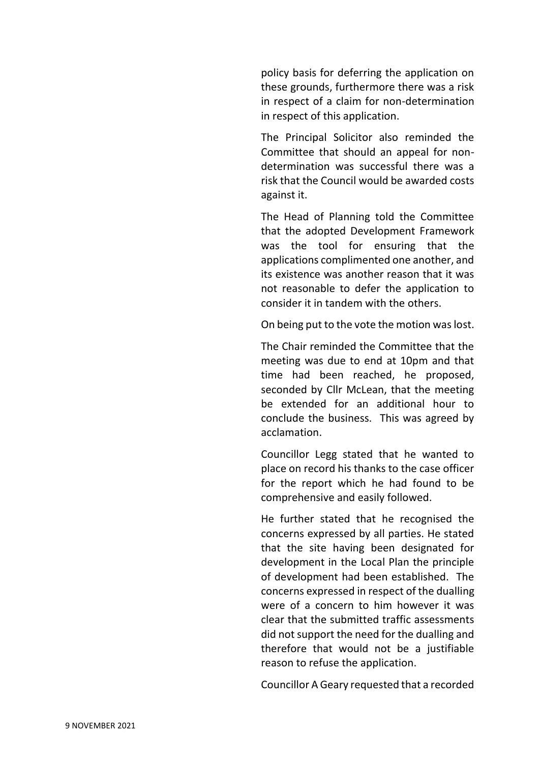policy basis for deferring the application on these grounds, furthermore there was a risk in respect of a claim for non-determination in respect of this application.

The Principal Solicitor also reminded the Committee that should an appeal for non-determination was successful there was a risk that the Council would be awarded costs against it.

The Head of Planning told the Committee that the adopted Development Framework was the tool for ensuring that the applications complimented one another, and its existence was another reason that it was not reasonable to defer the application to consider it in tandem with the others.

On being put to the vote the motion was lost.

The Chair reminded the Committee that the meeting was due to end at 10pm and that time had been reached, he proposed, seconded by Cllr McLean, that the meeting be extended for an additional hour to conclude the business. This was agreed by acclamation.

Councillor Legg stated that he wanted to place on record his thanks to the case officer for the report which he had found to be comprehensive and easily followed.

He further stated that he recognised the concerns expressed by all parties. He stated that the site having been designated for development in the Local Plan the principle of development had been established. The concerns expressed in respect of the dualling were of a concern to him however it was clear that the submitted traffic assessments did not support the need for the dualling and therefore that would not be a justifiable reason to refuse the application.

Councillor A Geary requested that a recorded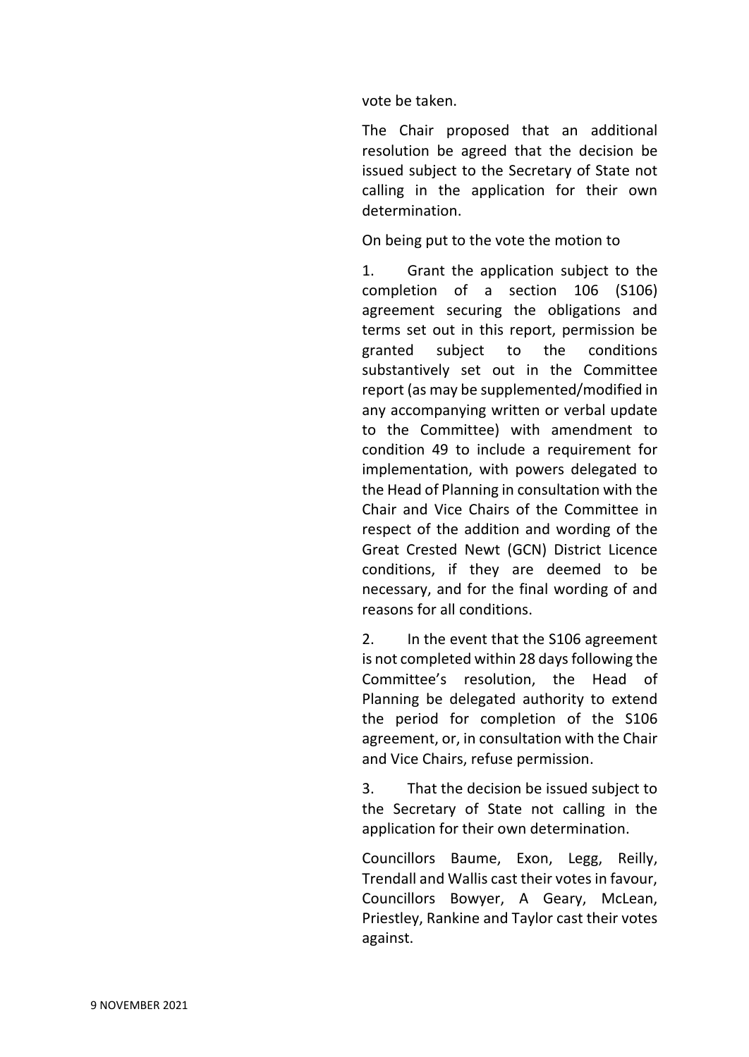vote be taken.

The Chair proposed that an additional resolution be agreed that the decision be issued subject to the Secretary of State not calling in the application for their own determination.

On being put to the vote the motion to

1. Grant the application subject to the completion of a section 106 (S106) agreement securing the obligations and terms set out in this report, permission be granted subject to the conditions substantively set out in the Committee report (as may be supplemented/modified in any accompanying written or verbal update to the Committee) with amendment to condition 49 to include a requirement for implementation, with powers delegated to the Head of Planning in consultation with the Chair and Vice Chairs of the Committee in respect of the addition and wording of the Great Crested Newt (GCN) District Licence conditions, if they are deemed to be necessary, and for the final wording of and reasons for all conditions.

2. In the event that the S106 agreement is not completed within 28 days following the Committee's resolution, the Head of Planning be delegated authority to extend the period for completion of the S106 agreement, or, in consultation with the Chair and Vice Chairs, refuse permission.

3. That the decision be issued subject to the Secretary of State not calling in the application for their own determination.

Councillors Baume, Exon, Legg, Reilly, Trendall and Wallis cast their votes in favour, Councillors Bowyer, A Geary, McLean, Priestley, Rankine and Taylor cast their votes against.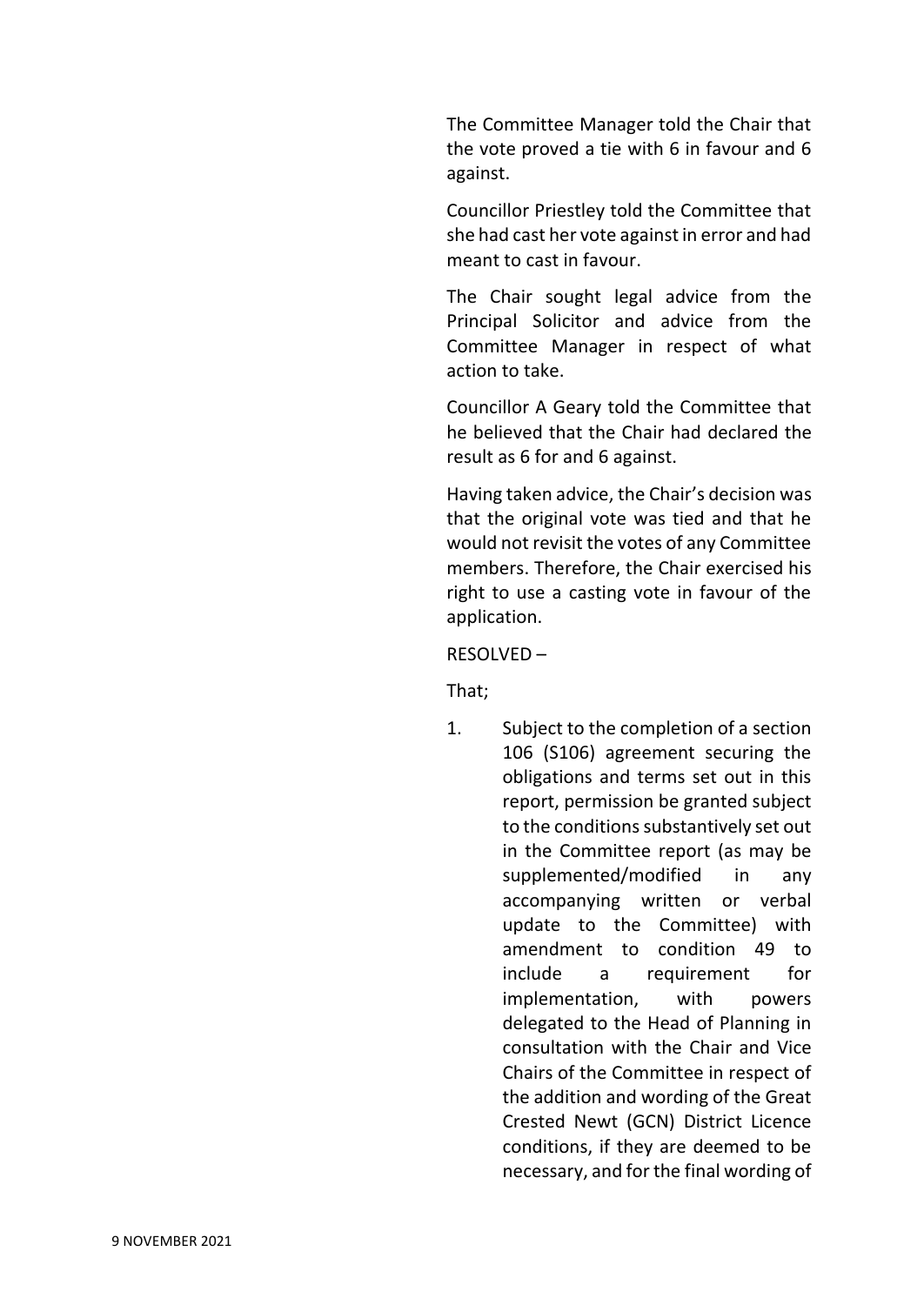The Committee Manager told the Chair that the vote proved a tie with 6 in favour and 6 against.

Councillor Priestley told the Committee that she had cast her vote against in error and had meant to cast in favour.

The Chair sought legal advice from the Principal Solicitor and advice from the Committee Manager in respect of what action to take.

Councillor A Geary told the Committee that he believed that the Chair had declared the result as 6 for and 6 against.

Having taken advice, the Chair's decision was that the original vote was tied and that he would not revisit the votes of any Committee members. Therefore, the Chair exercised his right to use a casting vote in favour of the application.

RESOLVED –

That;

1. Subject to the completion of a section 106 (S106) agreement securing the obligations and terms set out in this report, permission be granted subject to the conditions substantively set out in the Committee report (as may be supplemented/modified in any accompanying written or verbal update to the Committee) with amendment to condition 49 to include a requirement for implementation, with powers delegated to the Head of Planning in consultation with the Chair and Vice Chairs of the Committee in respect of the addition and wording of the Great Crested Newt (GCN) District Licence conditions, if they are deemed to be necessary, and for the final wording of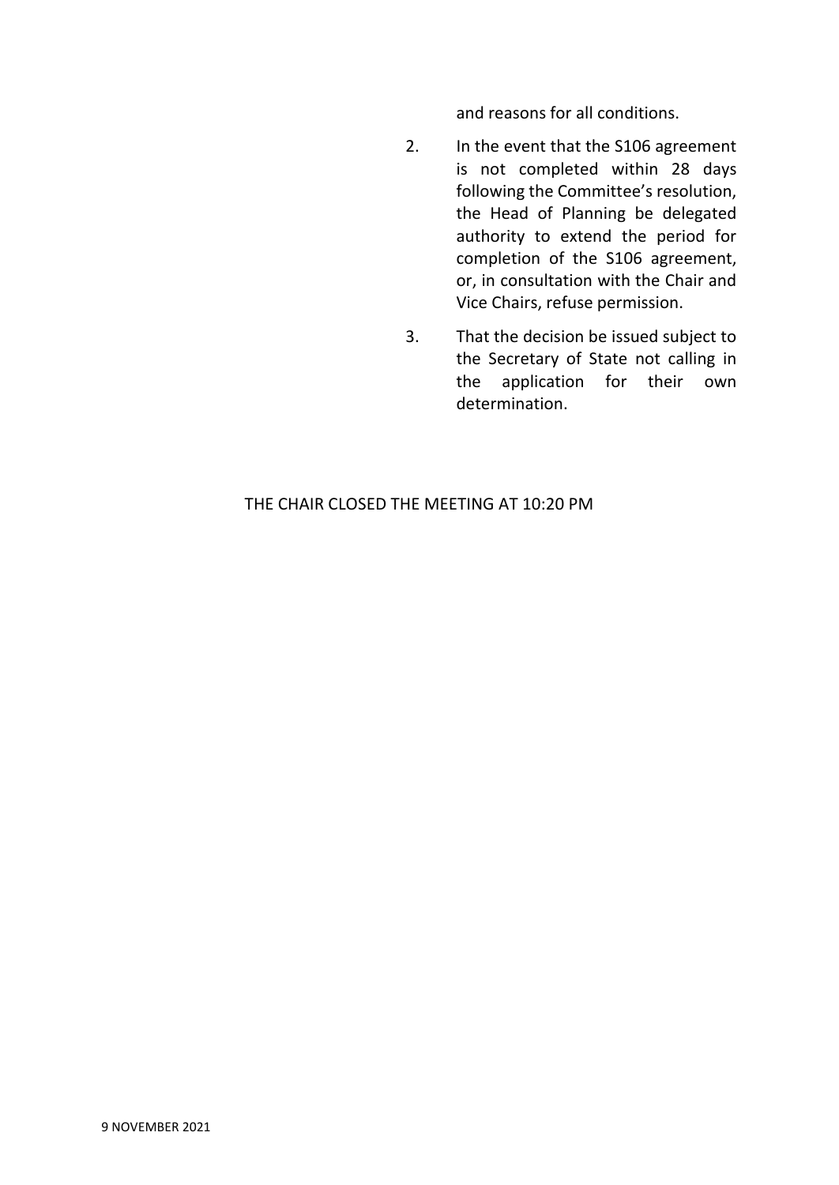and reasons for all conditions.

2. In the event that the S106 agreement is not completed within 28 days following the Committee's resolution, the Head of Planning be delegated authority to extend the period for completion of the S106 agreement, or, in consultation with the Chair and Vice Chairs, refuse permission.

3. That the decision be issued subject to the Secretary of State not calling in the application for their own determination.

THE CHAIR CLOSED THE MEETING AT 10:20 PM